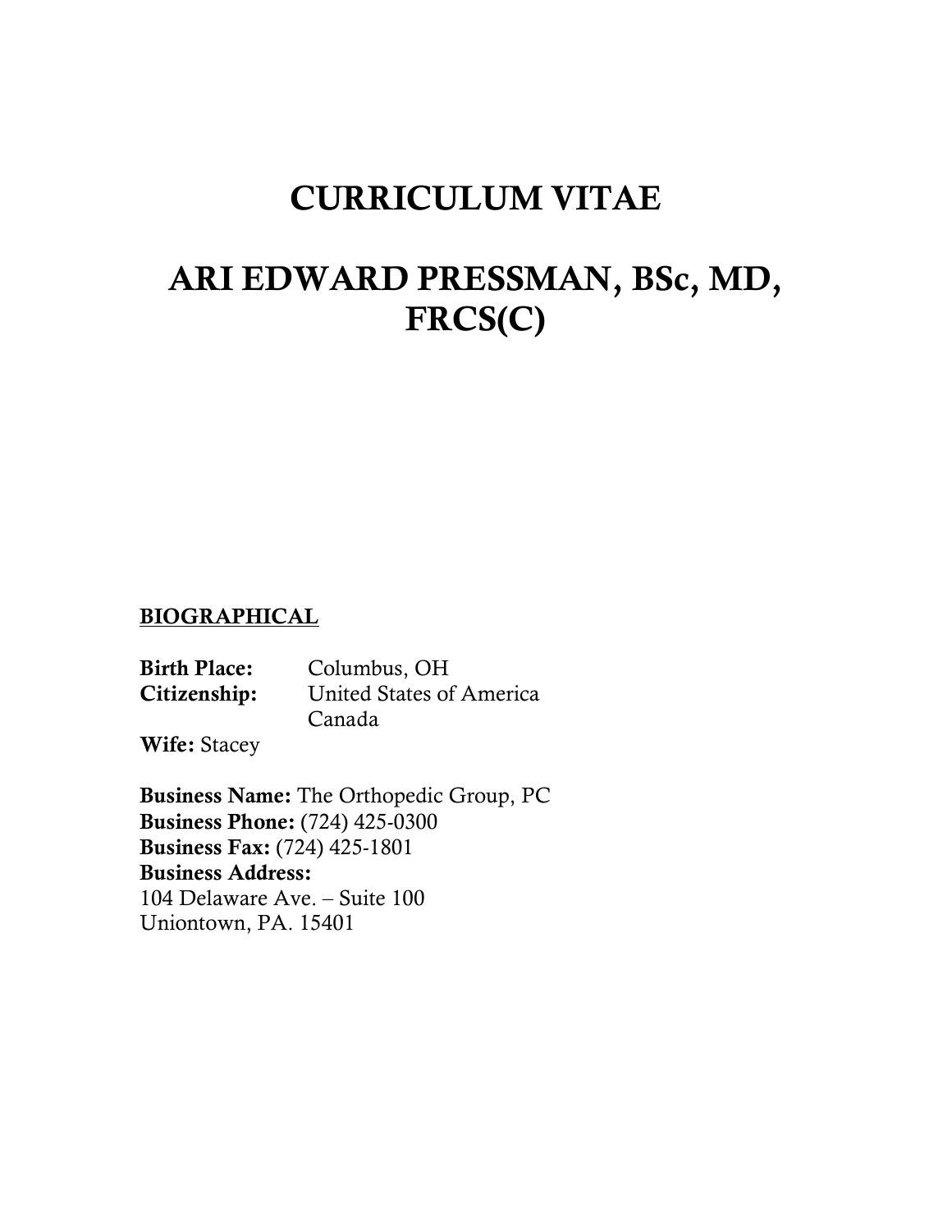# CURRICULUM VITAE

# ARI EDWARD PRESSMAN, BSc, MD, FRCS(C)

## BIOGRAPHICAL

**Birth Place:** Columbus, OH
**Citizenship:** United States of America
Canada
**Wife:** Stacey

**Business Name:** The Orthopedic Group, PC
**Business Phone:** (724) 425-0300
**Business Fax:** (724) 425-1801
**Business Address:**
104 Delaware Ave. – Suite 100
Uniontown, PA. 15401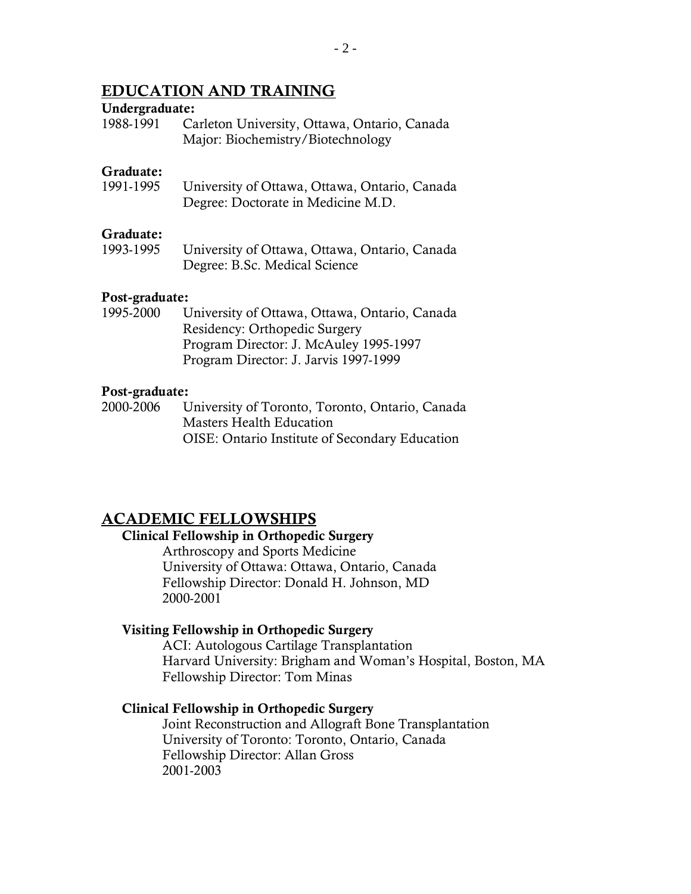## EDUCATION AND TRAINING

**Undergraduate:**

1988-1991 Carleton University, Ottawa, Ontario, Canada
Major: Biochemistry/Biotechnology

**Graduate:**

1991-1995 University of Ottawa, Ottawa, Ontario, Canada
Degree: Doctorate in Medicine M.D.

**Graduate:**

1993-1995 University of Ottawa, Ottawa, Ontario, Canada
Degree: B.Sc. Medical Science

**Post-graduate:**

1995-2000 University of Ottawa, Ottawa, Ontario, Canada
Residency: Orthopedic Surgery
Program Director: J. McAuley 1995-1997
Program Director: J. Jarvis 1997-1999

**Post-graduate:**

2000-2006 University of Toronto, Toronto, Ontario, Canada
Masters Health Education
OISE: Ontario Institute of Secondary Education

## ACADEMIC FELLOWSHIPS

**Clinical Fellowship in Orthopedic Surgery**

Arthroscopy and Sports Medicine
University of Ottawa: Ottawa, Ontario, Canada
Fellowship Director: Donald H. Johnson, MD
2000-2001

**Visiting Fellowship in Orthopedic Surgery**

ACI: Autologous Cartilage Transplantation
Harvard University: Brigham and Woman's Hospital, Boston, MA
Fellowship Director: Tom Minas

**Clinical Fellowship in Orthopedic Surgery**

Joint Reconstruction and Allograft Bone Transplantation
University of Toronto: Toronto, Ontario, Canada
Fellowship Director: Allan Gross
2001-2003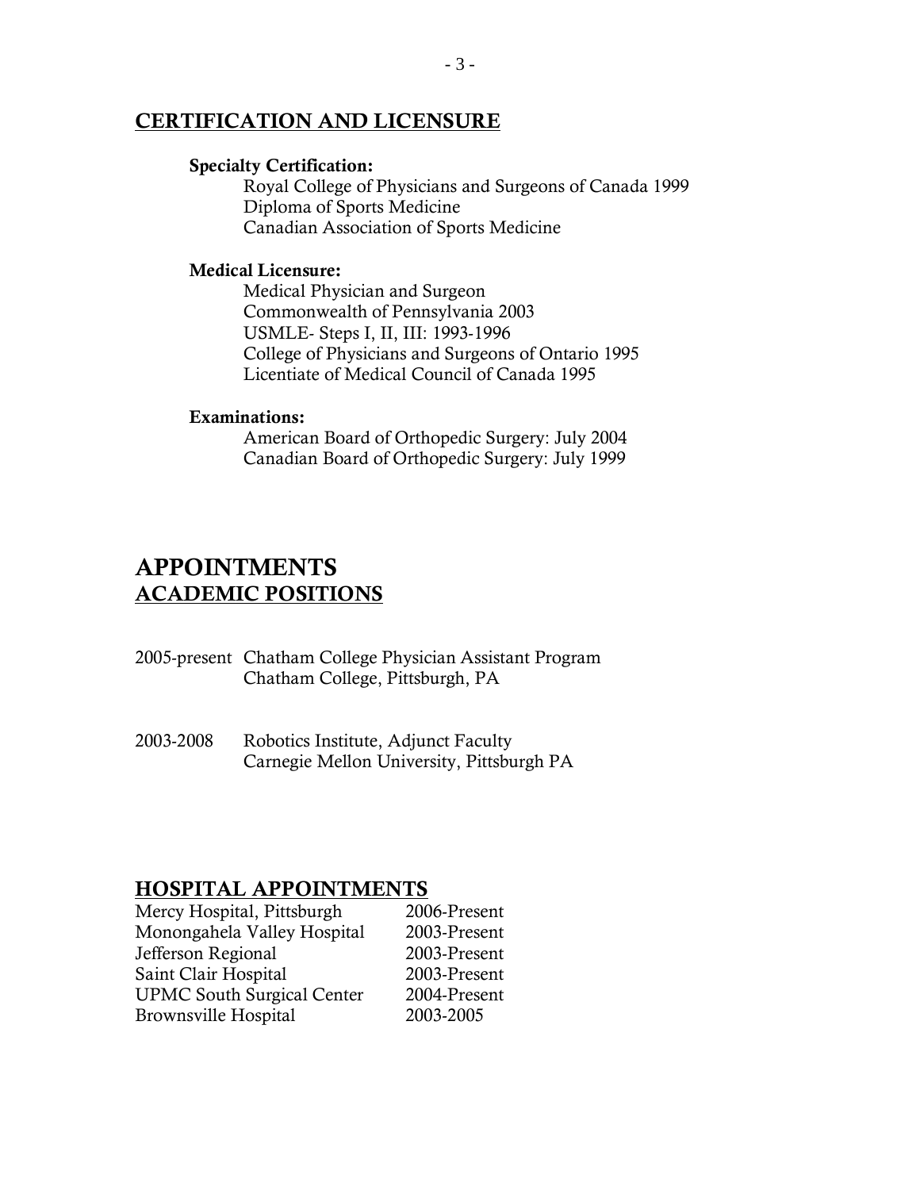## CERTIFICATION AND LICENSURE

**Specialty Certification:**

Royal College of Physicians and Surgeons of Canada 1999
Diploma of Sports Medicine
Canadian Association of Sports Medicine

**Medical Licensure:**

Medical Physician and Surgeon
Commonwealth of Pennsylvania 2003
USMLE- Steps I, II, III: 1993-1996
College of Physicians and Surgeons of Ontario 1995
Licentiate of Medical Council of Canada 1995

**Examinations:**

American Board of Orthopedic Surgery: July 2004
Canadian Board of Orthopedic Surgery: July 1999

# APPOINTMENTS

## ACADEMIC POSITIONS

2005-present Chatham College Physician Assistant Program
Chatham College, Pittsburgh, PA

2003-2008 Robotics Institute, Adjunct Faculty
Carnegie Mellon University, Pittsburgh PA

## HOSPITAL APPOINTMENTS

| | |
|---|---|
| Mercy Hospital, Pittsburgh | 2006-Present |
| Monongahela Valley Hospital | 2003-Present |
| Jefferson Regional | 2003-Present |
| Saint Clair Hospital | 2003-Present |
| UPMC South Surgical Center | 2004-Present |
| Brownsville Hospital | 2003-2005 |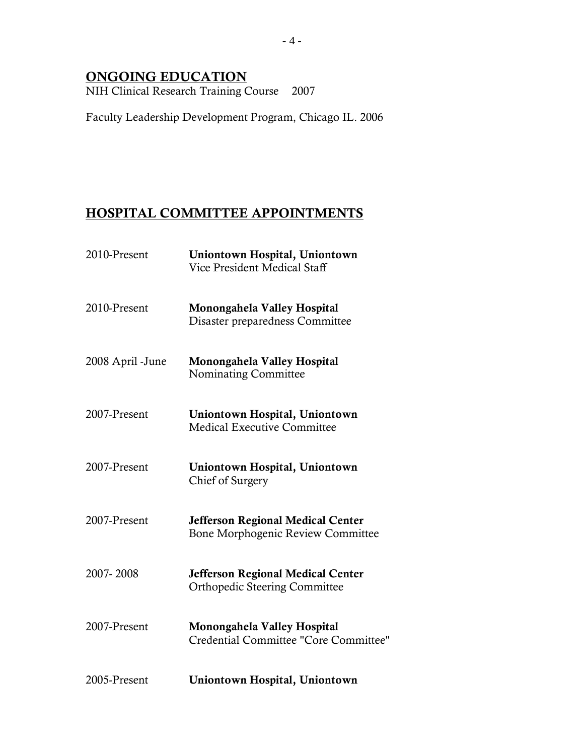## ONGOING EDUCATION

NIH Clinical Research Training Course 2007

Faculty Leadership Development Program, Chicago IL. 2006

## HOSPITAL COMMITTEE APPOINTMENTS

2010-Present **Uniontown Hospital, Uniontown**
Vice President Medical Staff

2010-Present **Monongahela Valley Hospital**
Disaster preparedness Committee

2008 April -June **Monongahela Valley Hospital**
Nominating Committee

2007-Present **Uniontown Hospital, Uniontown**
Medical Executive Committee

2007-Present **Uniontown Hospital, Uniontown**
Chief of Surgery

2007-Present **Jefferson Regional Medical Center**
Bone Morphogenic Review Committee

2007- 2008 **Jefferson Regional Medical Center**
Orthopedic Steering Committee

2007-Present **Monongahela Valley Hospital**
Credential Committee "Core Committee"

2005-Present **Uniontown Hospital, Uniontown**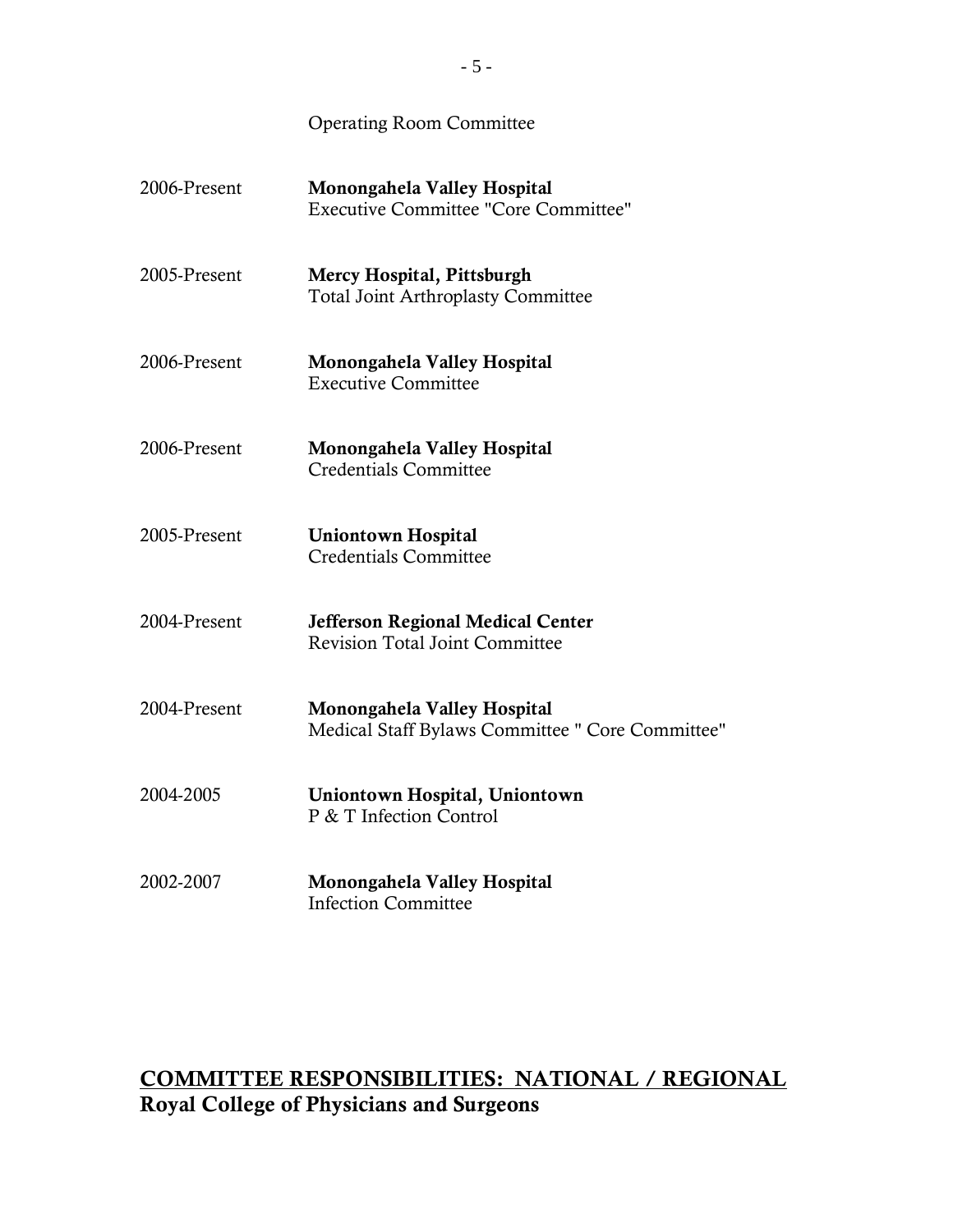Operating Room Committee

| | |
|---|---|
| 2006-Present | **Monongahela Valley Hospital**<br>Executive Committee "Core Committee" |
| 2005-Present | **Mercy Hospital, Pittsburgh**<br>Total Joint Arthroplasty Committee |
| 2006-Present | **Monongahela Valley Hospital**<br>Executive Committee |
| 2006-Present | **Monongahela Valley Hospital**<br>Credentials Committee |
| 2005-Present | **Uniontown Hospital**<br>Credentials Committee |
| 2004-Present | **Jefferson Regional Medical Center**<br>Revision Total Joint Committee |
| 2004-Present | **Monongahela Valley Hospital**<br>Medical Staff Bylaws Committee " Core Committee" |
| 2004-2005 | **Uniontown Hospital, Uniontown**<br>P & T Infection Control |
| 2002-2007 | **Monongahela Valley Hospital**<br>Infection Committee |

## COMMITTEE RESPONSIBILITIES: NATIONAL / REGIONAL

**Royal College of Physicians and Surgeons**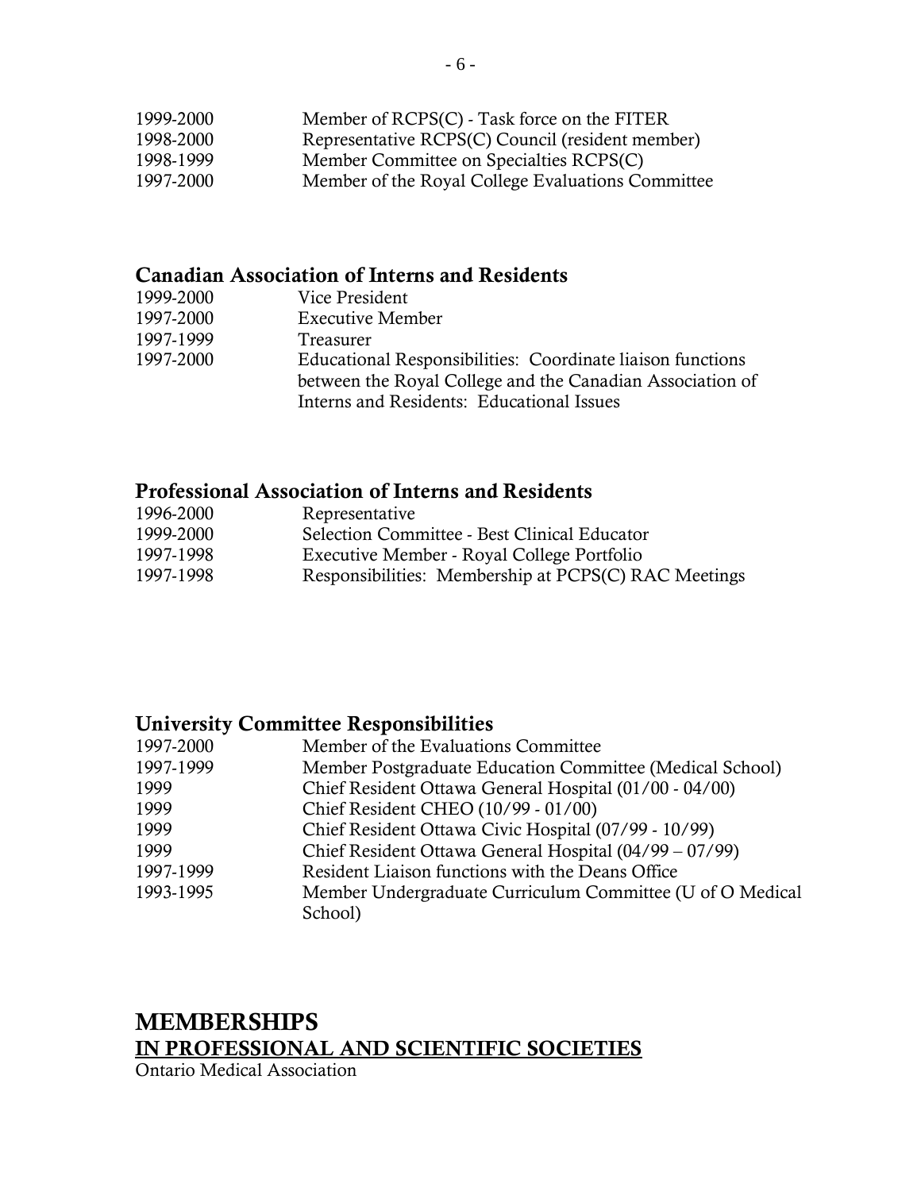| | |
|---|---|
| 1999-2000 | Member of RCPS(C) - Task force on the FITER |
| 1998-2000 | Representative RCPS(C) Council (resident member) |
| 1998-1999 | Member Committee on Specialties RCPS(C) |
| 1997-2000 | Member of the Royal College Evaluations Committee |

### Canadian Association of Interns and Residents

| | |
|---|---|
| 1999-2000 | Vice President |
| 1997-2000 | Executive Member |
| 1997-1999 | Treasurer |
| 1997-2000 | Educational Responsibilities: Coordinate liaison functions between the Royal College and the Canadian Association of Interns and Residents: Educational Issues |

### Professional Association of Interns and Residents

| | |
|---|---|
| 1996-2000 | Representative |
| 1999-2000 | Selection Committee - Best Clinical Educator |
| 1997-1998 | Executive Member - Royal College Portfolio |
| 1997-1998 | Responsibilities: Membership at PCPS(C) RAC Meetings |

### University Committee Responsibilities

| | |
|---|---|
| 1997-2000 | Member of the Evaluations Committee |
| 1997-1999 | Member Postgraduate Education Committee (Medical School) |
| 1999 | Chief Resident Ottawa General Hospital (01/00 - 04/00) |
| 1999 | Chief Resident CHEO (10/99 - 01/00) |
| 1999 | Chief Resident Ottawa Civic Hospital (07/99 - 10/99) |
| 1999 | Chief Resident Ottawa General Hospital (04/99 – 07/99) |
| 1997-1999 | Resident Liaison functions with the Deans Office |
| 1993-1995 | Member Undergraduate Curriculum Committee (U of O Medical School) |

## MEMBERSHIPS
## IN PROFESSIONAL AND SCIENTIFIC SOCIETIES

Ontario Medical Association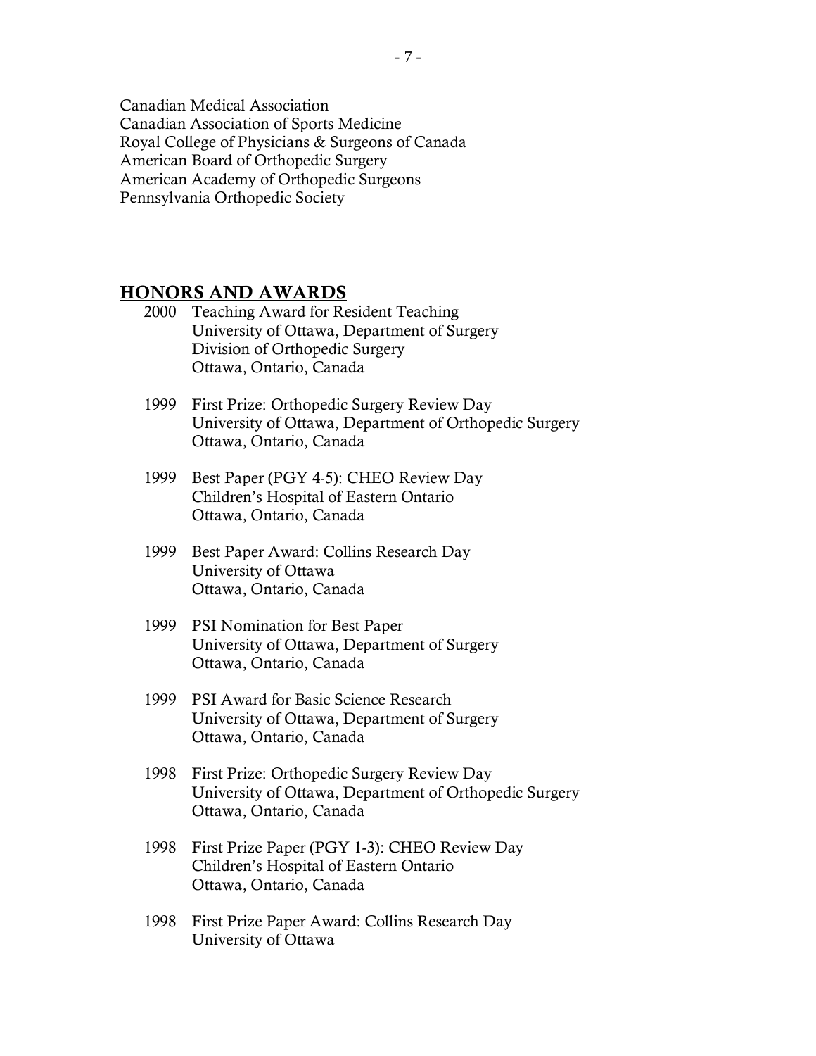Canadian Medical Association
Canadian Association of Sports Medicine
Royal College of Physicians & Surgeons of Canada
American Board of Orthopedic Surgery
American Academy of Orthopedic Surgeons
Pennsylvania Orthopedic Society

## HONORS AND AWARDS

2000 Teaching Award for Resident Teaching
University of Ottawa, Department of Surgery
Division of Orthopedic Surgery
Ottawa, Ontario, Canada

1999 First Prize: Orthopedic Surgery Review Day
University of Ottawa, Department of Orthopedic Surgery
Ottawa, Ontario, Canada

1999 Best Paper (PGY 4-5): CHEO Review Day
Children's Hospital of Eastern Ontario
Ottawa, Ontario, Canada

1999 Best Paper Award: Collins Research Day
University of Ottawa
Ottawa, Ontario, Canada

1999 PSI Nomination for Best Paper
University of Ottawa, Department of Surgery
Ottawa, Ontario, Canada

1999 PSI Award for Basic Science Research
University of Ottawa, Department of Surgery
Ottawa, Ontario, Canada

1998 First Prize: Orthopedic Surgery Review Day
University of Ottawa, Department of Orthopedic Surgery
Ottawa, Ontario, Canada

1998 First Prize Paper (PGY 1-3): CHEO Review Day
Children's Hospital of Eastern Ontario
Ottawa, Ontario, Canada

1998 First Prize Paper Award: Collins Research Day
University of Ottawa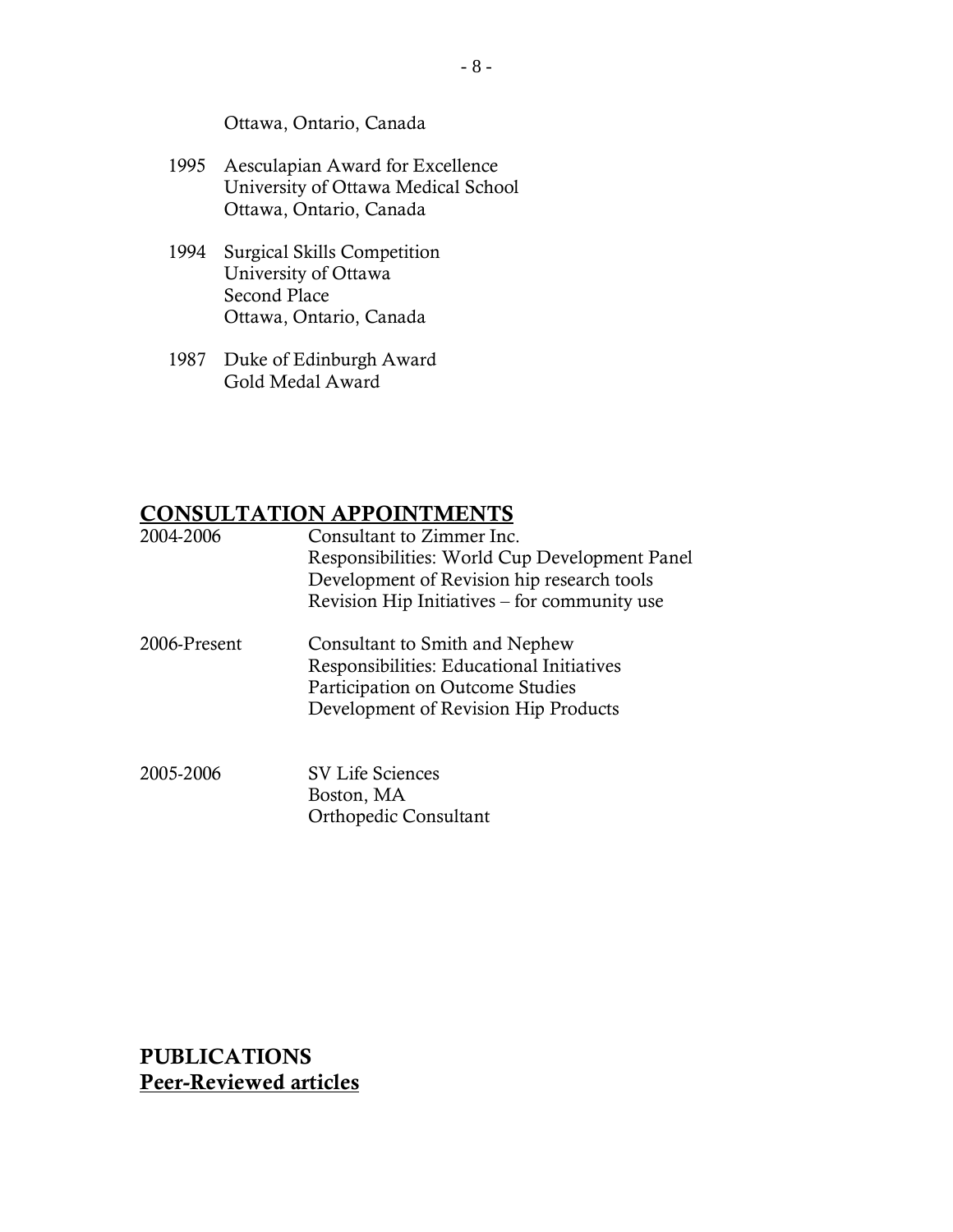Ottawa, Ontario, Canada

1995 Aesculapian Award for Excellence
University of Ottawa Medical School
Ottawa, Ontario, Canada

1994 Surgical Skills Competition
University of Ottawa
Second Place
Ottawa, Ontario, Canada

1987 Duke of Edinburgh Award
Gold Medal Award

## CONSULTATION APPOINTMENTS

2004-2006 Consultant to Zimmer Inc.
Responsibilities: World Cup Development Panel
Development of Revision hip research tools
Revision Hip Initiatives – for community use

2006-Present Consultant to Smith and Nephew
Responsibilities: Educational Initiatives
Participation on Outcome Studies
Development of Revision Hip Products

2005-2006 SV Life Sciences
Boston, MA
Orthopedic Consultant

## PUBLICATIONS

### Peer-Reviewed articles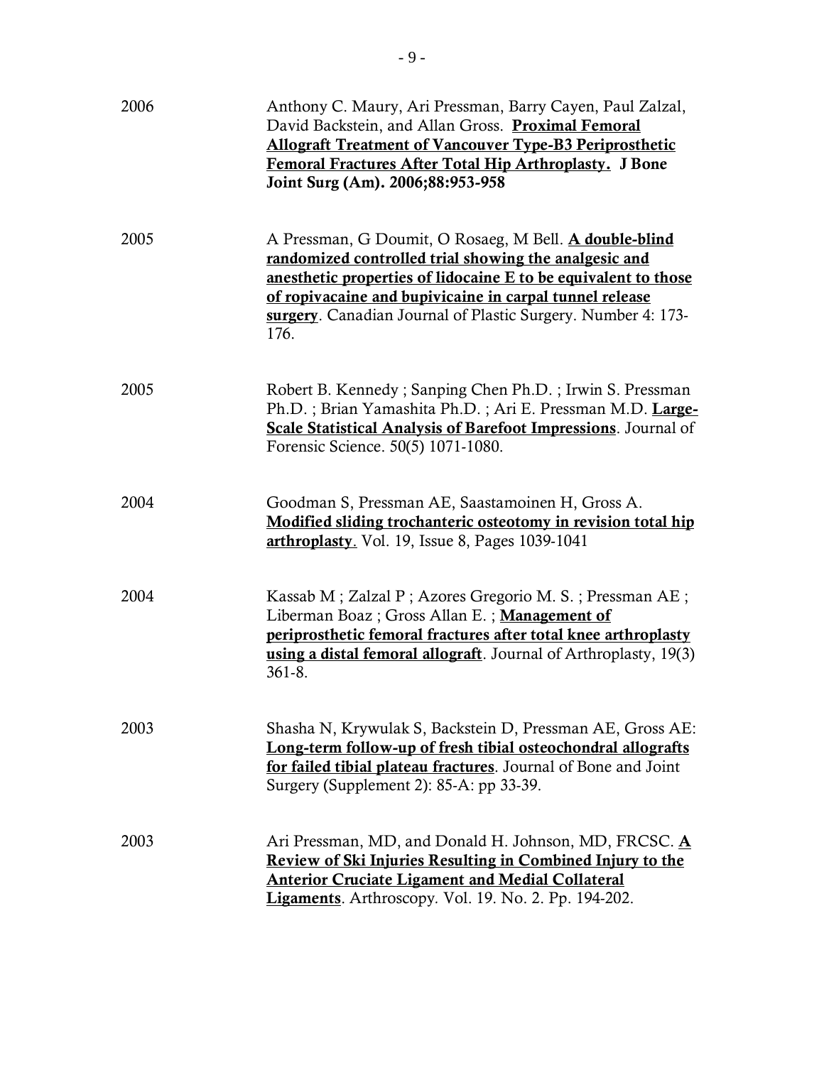2006 — Anthony C. Maury, Ari Pressman, Barry Cayen, Paul Zalzal, David Backstein, and Allan Gross. **Proximal Femoral Allograft Treatment of Vancouver Type-B3 Periprosthetic Femoral Fractures After Total Hip Arthroplasty. J Bone Joint Surg (Am). 2006;88:953-958**

2005 — A Pressman, G Doumit, O Rosaeg, M Bell. **A double-blind randomized controlled trial showing the analgesic and anesthetic properties of lidocaine E to be equivalent to those of ropivacaine and bupivicaine in carpal tunnel release surgery**. Canadian Journal of Plastic Surgery. Number 4: 173-176.

2005 — Robert B. Kennedy ; Sanping Chen Ph.D. ; Irwin S. Pressman Ph.D. ; Brian Yamashita Ph.D. ; Ari E. Pressman M.D. **Large-Scale Statistical Analysis of Barefoot Impressions**. Journal of Forensic Science. 50(5) 1071-1080.

2004 — Goodman S, Pressman AE, Saastamoinen H, Gross A. **Modified sliding trochanteric osteotomy in revision total hip arthroplasty**. Vol. 19, Issue 8, Pages 1039-1041

2004 — Kassab M ; Zalzal P ; Azores Gregorio M. S. ; Pressman AE ; Liberman Boaz ; Gross Allan E. ; **Management of periprosthetic femoral fractures after total knee arthroplasty using a distal femoral allograft**. Journal of Arthroplasty, 19(3) 361-8.

2003 — Shasha N, Krywulak S, Backstein D, Pressman AE, Gross AE: **Long-term follow-up of fresh tibial osteochondral allografts for failed tibial plateau fractures**. Journal of Bone and Joint Surgery (Supplement 2): 85-A: pp 33-39.

2003 — Ari Pressman, MD, and Donald H. Johnson, MD, FRCSC. **A Review of Ski Injuries Resulting in Combined Injury to the Anterior Cruciate Ligament and Medial Collateral Ligaments**. Arthroscopy. Vol. 19. No. 2. Pp. 194-202.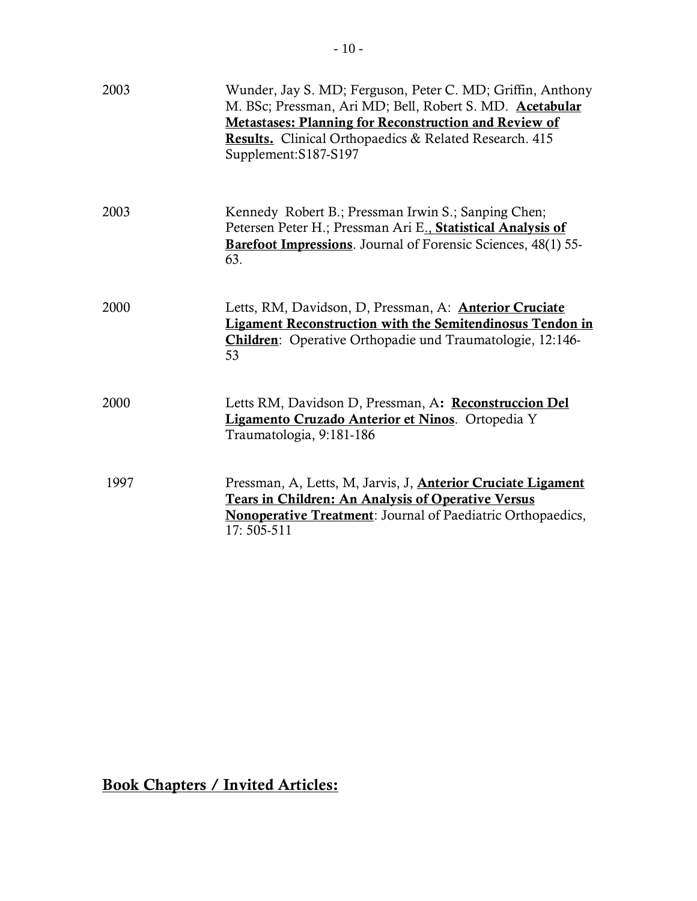2003 Wunder, Jay S. MD; Ferguson, Peter C. MD; Griffin, Anthony M. BSc; Pressman, Ari MD; Bell, Robert S. MD. **Acetabular Metastases: Planning for Reconstruction and Review of Results.** Clinical Orthopaedics & Related Research. 415 Supplement:S187-S197

2003 Kennedy Robert B.; Pressman Irwin S.; Sanping Chen; Petersen Peter H.; Pressman Ari E., **Statistical Analysis of Barefoot Impressions**. Journal of Forensic Sciences, 48(1) 55-63.

2000 Letts, RM, Davidson, D, Pressman, A: **Anterior Cruciate Ligament Reconstruction with the Semitendinosus Tendon in Children**: Operative Orthopadie und Traumatologie, 12:146-53

2000 Letts RM, Davidson D, Pressman, A**:** **Reconstruccion Del Ligamento Cruzado Anterior et Ninos**. Ortopedia Y Traumatologia, 9:181-186

1997 Pressman, A, Letts, M, Jarvis, J, **Anterior Cruciate Ligament Tears in Children: An Analysis of Operative Versus Nonoperative Treatment**: Journal of Paediatric Orthopaedics, 17: 505-511

## Book Chapters / Invited Articles: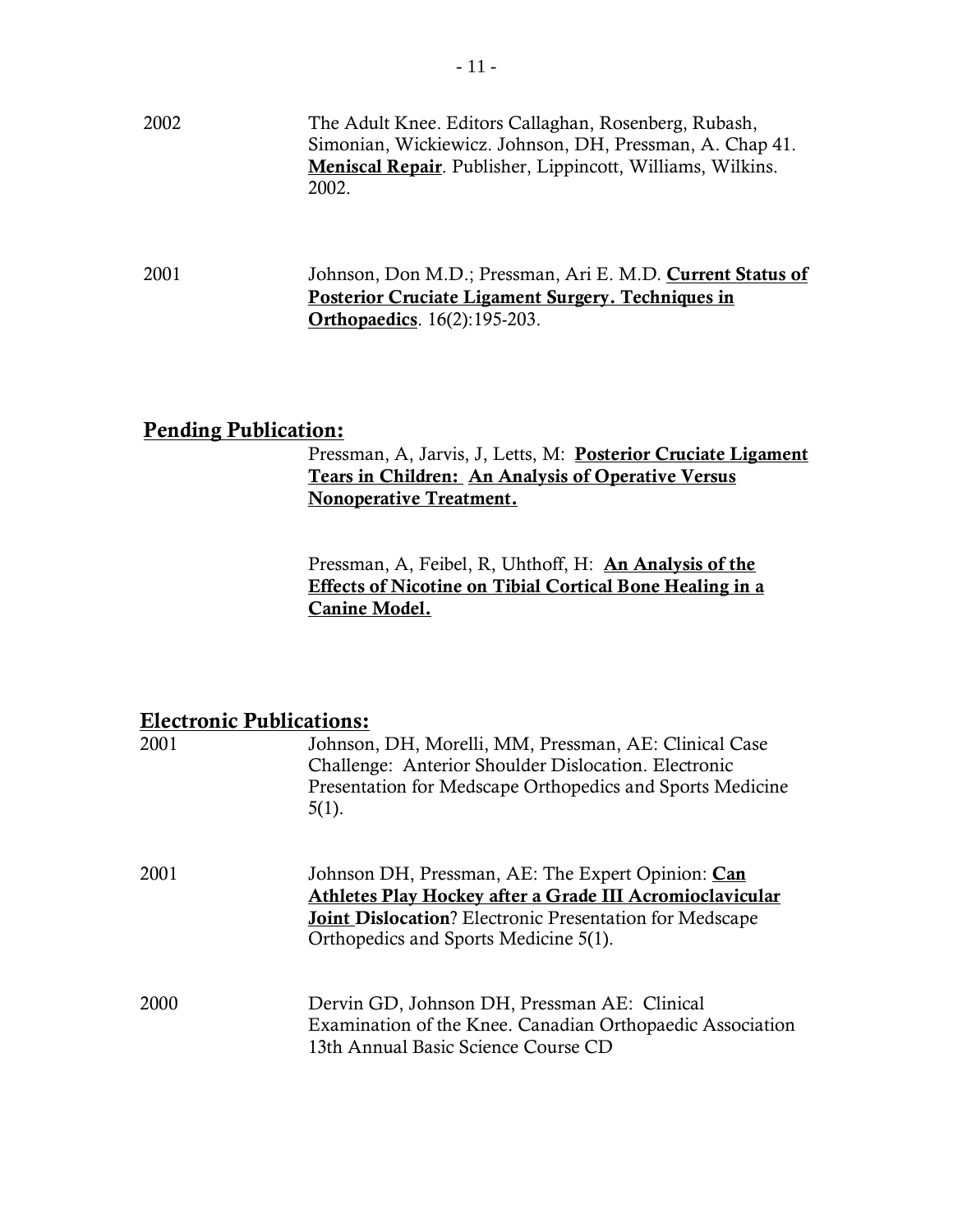2002 The Adult Knee. Editors Callaghan, Rosenberg, Rubash, Simonian, Wickiewicz. Johnson, DH, Pressman, A. Chap 41. **Meniscal Repair**. Publisher, Lippincott, Williams, Wilkins. 2002.

2001 Johnson, Don M.D.; Pressman, Ari E. M.D. **Current Status of Posterior Cruciate Ligament Surgery. Techniques in Orthopaedics**. 16(2):195-203.

## Pending Publication:

Pressman, A, Jarvis, J, Letts, M: **Posterior Cruciate Ligament Tears in Children: An Analysis of Operative Versus Nonoperative Treatment.**

Pressman, A, Feibel, R, Uhthoff, H: **An Analysis of the Effects of Nicotine on Tibial Cortical Bone Healing in a Canine Model.**

## Electronic Publications:

2001 Johnson, DH, Morelli, MM, Pressman, AE: Clinical Case Challenge: Anterior Shoulder Dislocation. Electronic Presentation for Medscape Orthopedics and Sports Medicine 5(1).

2001 Johnson DH, Pressman, AE: The Expert Opinion: **Can Athletes Play Hockey after a Grade III Acromioclavicular Joint Dislocation**? Electronic Presentation for Medscape Orthopedics and Sports Medicine 5(1).

2000 Dervin GD, Johnson DH, Pressman AE: Clinical Examination of the Knee. Canadian Orthopaedic Association 13th Annual Basic Science Course CD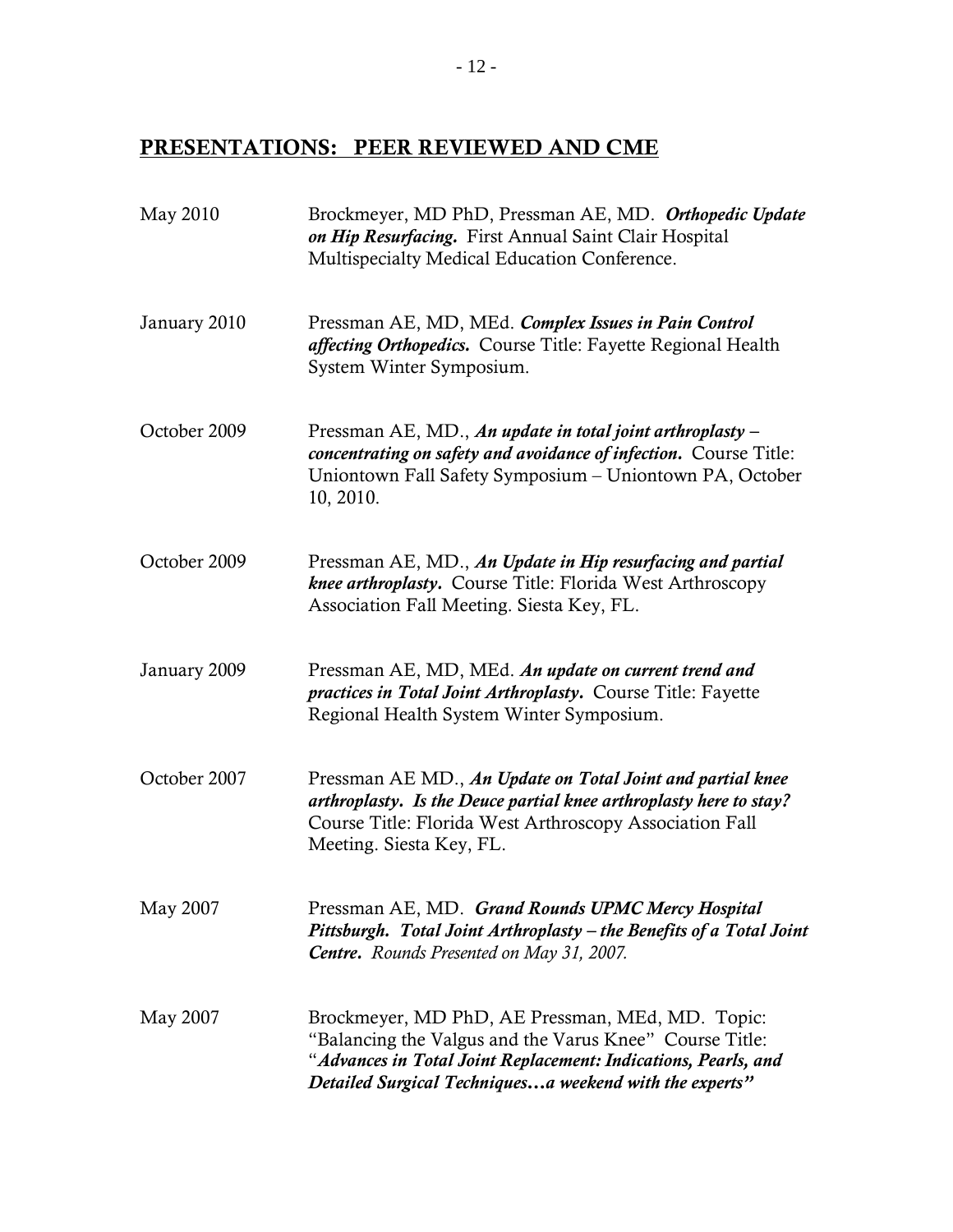## PRESENTATIONS: PEER REVIEWED AND CME

May 2010 — Brockmeyer, MD PhD, Pressman AE, MD. ***Orthopedic Update on Hip Resurfacing.*** First Annual Saint Clair Hospital Multispecialty Medical Education Conference.

January 2010 — Pressman AE, MD, MEd. ***Complex Issues in Pain Control affecting Orthopedics.*** Course Title: Fayette Regional Health System Winter Symposium.

October 2009 — Pressman AE, MD., ***An update in total joint arthroplasty – concentrating on safety and avoidance of infection.*** Course Title: Uniontown Fall Safety Symposium – Uniontown PA, October 10, 2010.

October 2009 — Pressman AE, MD., ***An Update in Hip resurfacing and partial knee arthroplasty.*** Course Title: Florida West Arthroscopy Association Fall Meeting. Siesta Key, FL.

January 2009 — Pressman AE, MD, MEd. ***An update on current trend and practices in Total Joint Arthroplasty.*** Course Title: Fayette Regional Health System Winter Symposium.

October 2007 — Pressman AE MD., ***An Update on Total Joint and partial knee arthroplasty. Is the Deuce partial knee arthroplasty here to stay?*** Course Title: Florida West Arthroscopy Association Fall Meeting. Siesta Key, FL.

May 2007 — Pressman AE, MD. ***Grand Rounds UPMC Mercy Hospital Pittsburgh. Total Joint Arthroplasty – the Benefits of a Total Joint Centre.*** *Rounds Presented on May 31, 2007.*

May 2007 — Brockmeyer, MD PhD, AE Pressman, MEd, MD. Topic: "Balancing the Valgus and the Varus Knee" Course Title: "***Advances in Total Joint Replacement: Indications, Pearls, and Detailed Surgical Techniques…a weekend with the experts"***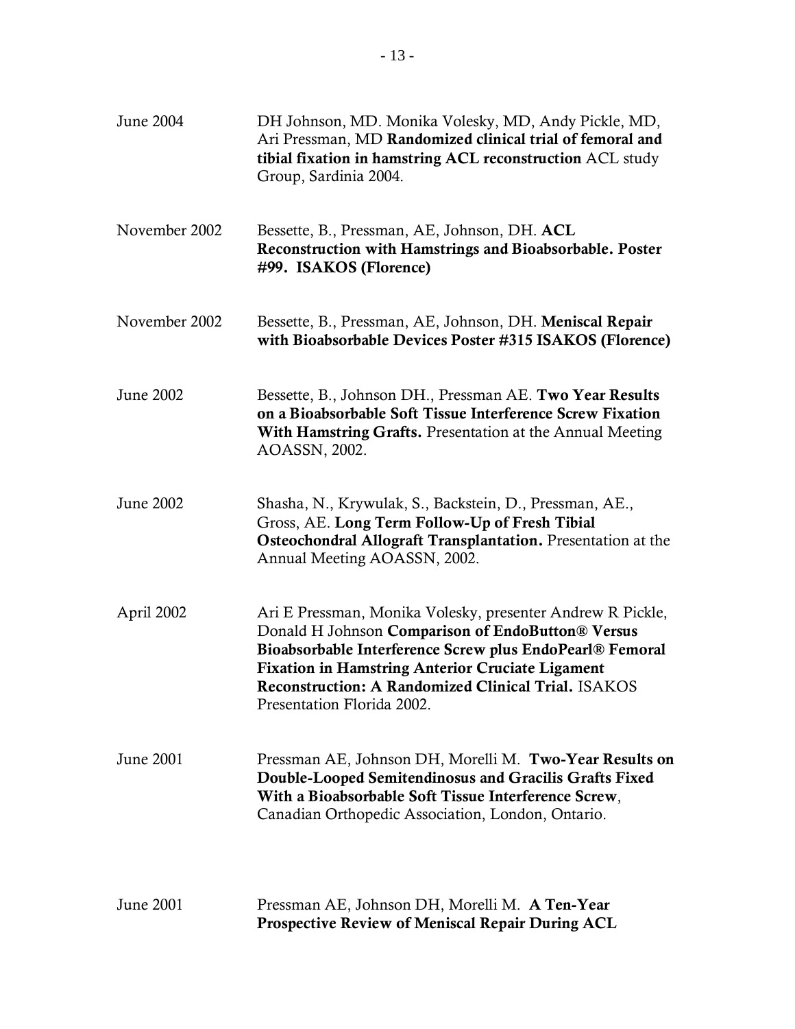June 2004 DH Johnson, MD. Monika Volesky, MD, Andy Pickle, MD, Ari Pressman, MD **Randomized clinical trial of femoral and tibial fixation in hamstring ACL reconstruction** ACL study Group, Sardinia 2004.

November 2002 Bessette, B., Pressman, AE, Johnson, DH. **ACL Reconstruction with Hamstrings and Bioabsorbable. Poster #99. ISAKOS (Florence)**

November 2002 Bessette, B., Pressman, AE, Johnson, DH. **Meniscal Repair with Bioabsorbable Devices Poster #315 ISAKOS (Florence)**

June 2002 Bessette, B., Johnson DH., Pressman AE. **Two Year Results on a Bioabsorbable Soft Tissue Interference Screw Fixation With Hamstring Grafts.** Presentation at the Annual Meeting AOASSN, 2002.

June 2002 Shasha, N., Krywulak, S., Backstein, D., Pressman, AE., Gross, AE. **Long Term Follow-Up of Fresh Tibial Osteochondral Allograft Transplantation.** Presentation at the Annual Meeting AOASSN, 2002.

April 2002 Ari E Pressman, Monika Volesky, presenter Andrew R Pickle, Donald H Johnson **Comparison of EndoButton® Versus Bioabsorbable Interference Screw plus EndoPearl® Femoral Fixation in Hamstring Anterior Cruciate Ligament Reconstruction: A Randomized Clinical Trial.** ISAKOS Presentation Florida 2002.

June 2001 Pressman AE, Johnson DH, Morelli M. **Two-Year Results on Double-Looped Semitendinosus and Gracilis Grafts Fixed With a Bioabsorbable Soft Tissue Interference Screw**, Canadian Orthopedic Association, London, Ontario.

June 2001 Pressman AE, Johnson DH, Morelli M. **A Ten-Year Prospective Review of Meniscal Repair During ACL**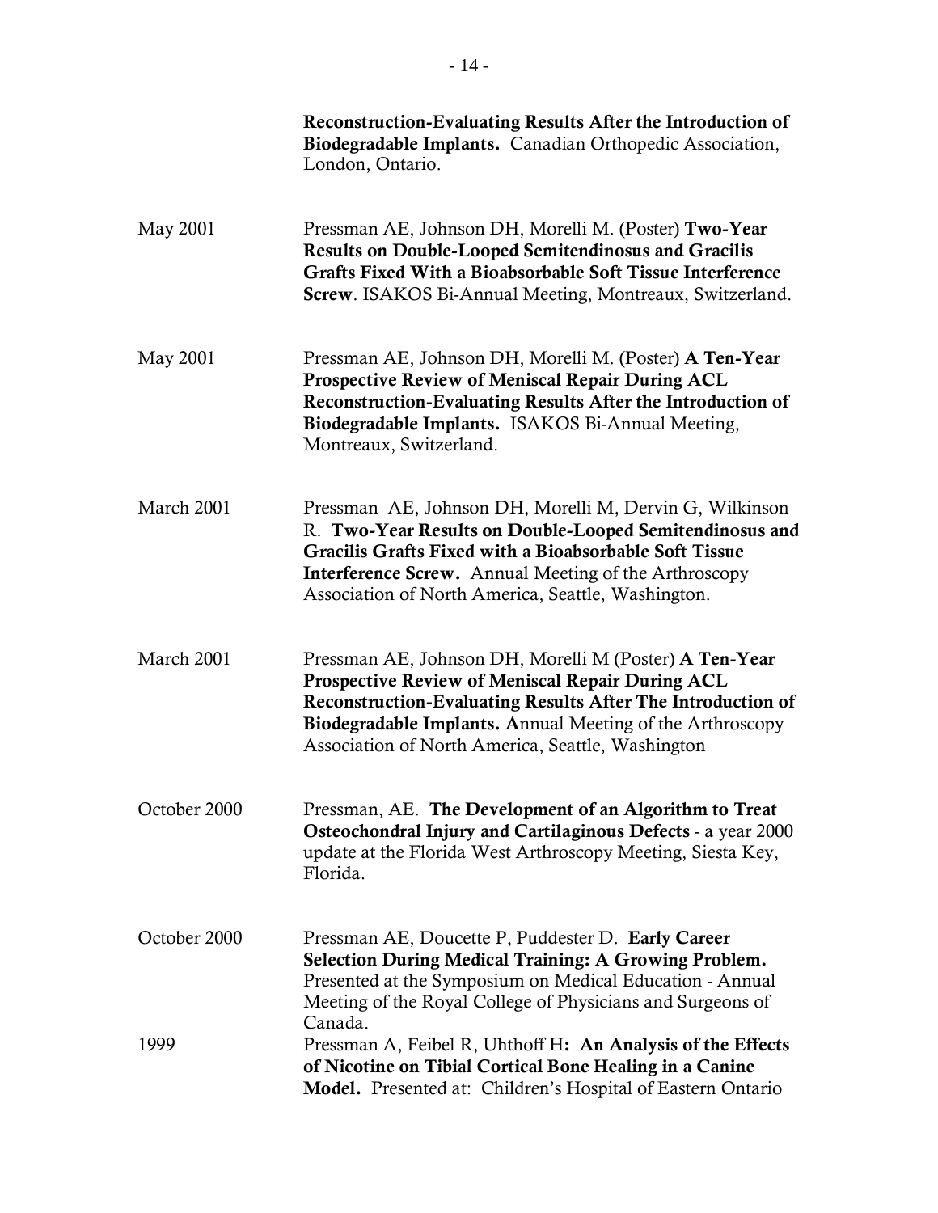**Reconstruction-Evaluating Results After the Introduction of Biodegradable Implants.** Canadian Orthopedic Association, London, Ontario.

May 2001 — Pressman AE, Johnson DH, Morelli M. (Poster) **Two-Year Results on Double-Looped Semitendinosus and Gracilis Grafts Fixed With a Bioabsorbable Soft Tissue Interference Screw**. ISAKOS Bi-Annual Meeting, Montreaux, Switzerland.

May 2001 — Pressman AE, Johnson DH, Morelli M. (Poster) **A Ten-Year Prospective Review of Meniscal Repair During ACL Reconstruction-Evaluating Results After the Introduction of Biodegradable Implants.** ISAKOS Bi-Annual Meeting, Montreaux, Switzerland.

March 2001 — Pressman AE, Johnson DH, Morelli M, Dervin G, Wilkinson R. **Two-Year Results on Double-Looped Semitendinosus and Gracilis Grafts Fixed with a Bioabsorbable Soft Tissue Interference Screw.** Annual Meeting of the Arthroscopy Association of North America, Seattle, Washington.

March 2001 — Pressman AE, Johnson DH, Morelli M (Poster) **A Ten-Year Prospective Review of Meniscal Repair During ACL Reconstruction-Evaluating Results After The Introduction of Biodegradable Implants. A**nnual Meeting of the Arthroscopy Association of North America, Seattle, Washington

October 2000 — Pressman, AE. **The Development of an Algorithm to Treat Osteochondral Injury and Cartilaginous Defects** - a year 2000 update at the Florida West Arthroscopy Meeting, Siesta Key, Florida.

October 2000 — Pressman AE, Doucette P, Puddester D. **Early Career Selection During Medical Training: A Growing Problem.** Presented at the Symposium on Medical Education - Annual Meeting of the Royal College of Physicians and Surgeons of Canada.

1999 — Pressman A, Feibel R, Uhthoff H**: An Analysis of the Effects of Nicotine on Tibial Cortical Bone Healing in a Canine Model.** Presented at: Children's Hospital of Eastern Ontario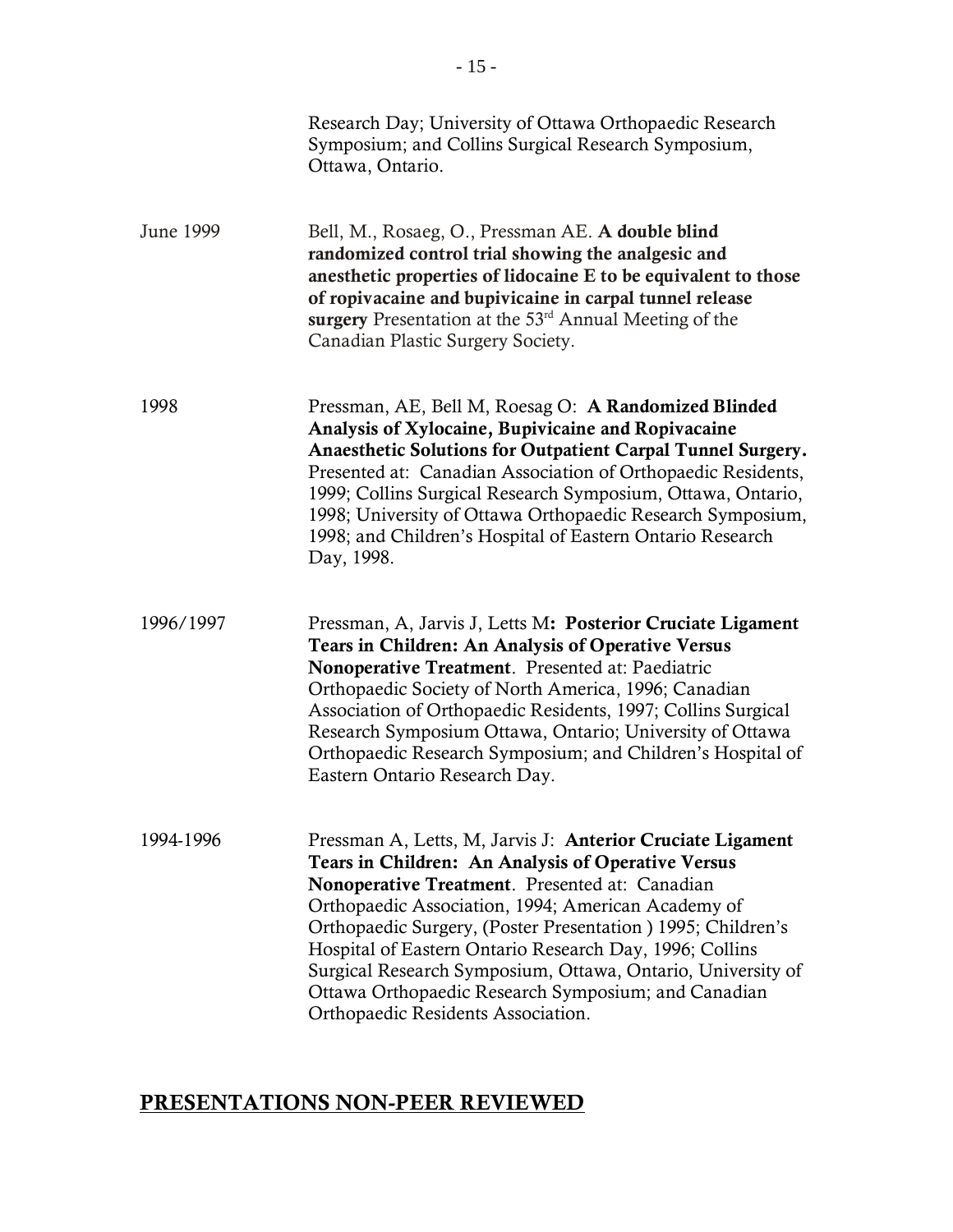Research Day; University of Ottawa Orthopaedic Research Symposium; and Collins Surgical Research Symposium, Ottawa, Ontario.

June 1999 — Bell, M., Rosaeg, O., Pressman AE. **A double blind randomized control trial showing the analgesic and anesthetic properties of lidocaine E to be equivalent to those of ropivacaine and bupivicaine in carpal tunnel release surgery** Presentation at the 53rd Annual Meeting of the Canadian Plastic Surgery Society.

1998 — Pressman, AE, Bell M, Roesag O: **A Randomized Blinded Analysis of Xylocaine, Bupivicaine and Ropivacaine Anaesthetic Solutions for Outpatient Carpal Tunnel Surgery.** Presented at: Canadian Association of Orthopaedic Residents, 1999; Collins Surgical Research Symposium, Ottawa, Ontario, 1998; University of Ottawa Orthopaedic Research Symposium, 1998; and Children's Hospital of Eastern Ontario Research Day, 1998.

1996/1997 — Pressman, A, Jarvis J, Letts M**: Posterior Cruciate Ligament Tears in Children: An Analysis of Operative Versus Nonoperative Treatment**. Presented at: Paediatric Orthopaedic Society of North America, 1996; Canadian Association of Orthopaedic Residents, 1997; Collins Surgical Research Symposium Ottawa, Ontario; University of Ottawa Orthopaedic Research Symposium; and Children's Hospital of Eastern Ontario Research Day.

1994-1996 — Pressman A, Letts, M, Jarvis J: **Anterior Cruciate Ligament Tears in Children: An Analysis of Operative Versus Nonoperative Treatment**. Presented at: Canadian Orthopaedic Association, 1994; American Academy of Orthopaedic Surgery, (Poster Presentation ) 1995; Children's Hospital of Eastern Ontario Research Day, 1996; Collins Surgical Research Symposium, Ottawa, Ontario, University of Ottawa Orthopaedic Research Symposium; and Canadian Orthopaedic Residents Association.

## PRESENTATIONS NON-PEER REVIEWED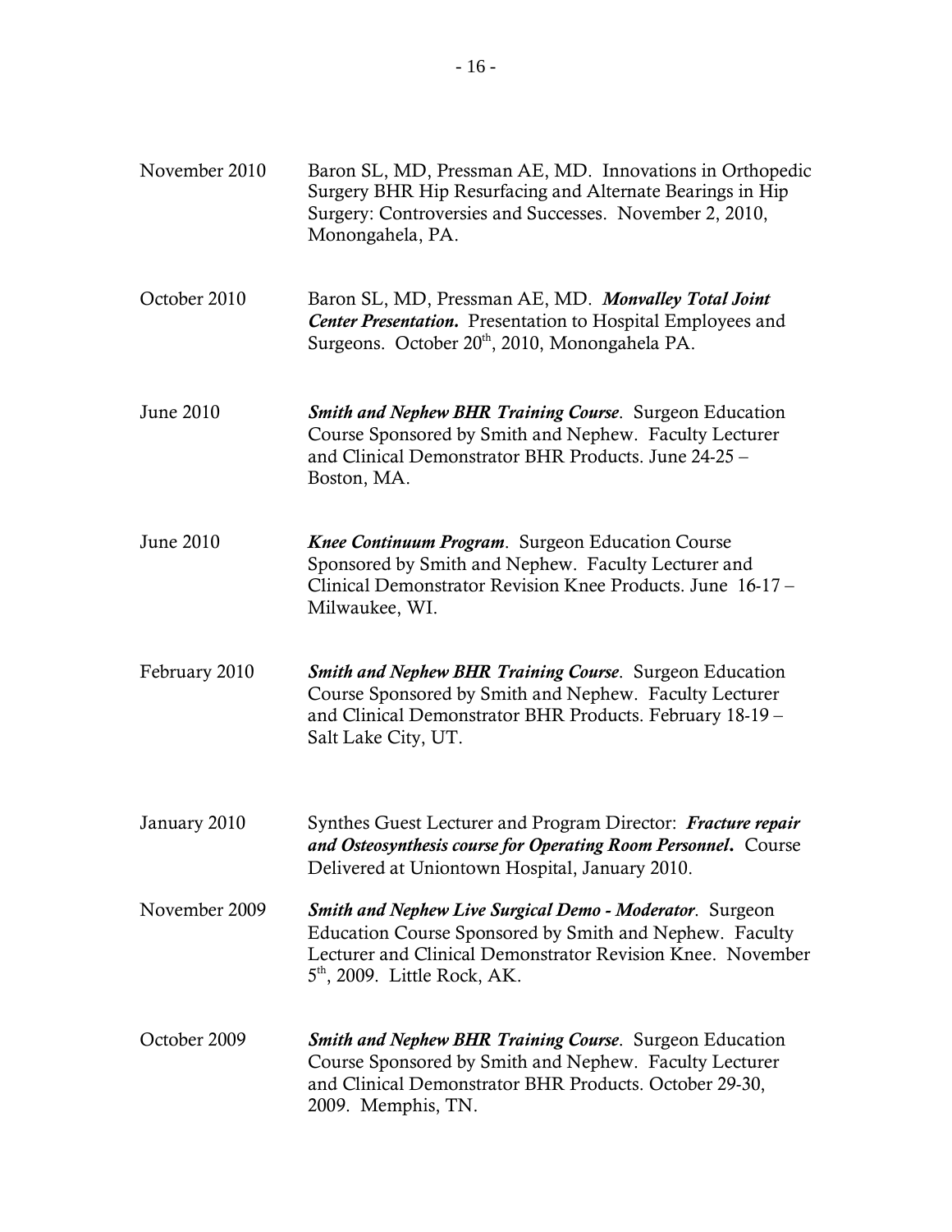November 2010 — Baron SL, MD, Pressman AE, MD. Innovations in Orthopedic Surgery BHR Hip Resurfacing and Alternate Bearings in Hip Surgery: Controversies and Successes. November 2, 2010, Monongahela, PA.

October 2010 — Baron SL, MD, Pressman AE, MD. ***Monvalley Total Joint Center Presentation.*** Presentation to Hospital Employees and Surgeons. October 20th, 2010, Monongahela PA.

June 2010 — ***Smith and Nephew BHR Training Course***. Surgeon Education Course Sponsored by Smith and Nephew. Faculty Lecturer and Clinical Demonstrator BHR Products. June 24-25 – Boston, MA.

June 2010 — ***Knee Continuum Program***. Surgeon Education Course Sponsored by Smith and Nephew. Faculty Lecturer and Clinical Demonstrator Revision Knee Products. June 16-17 – Milwaukee, WI.

February 2010 — ***Smith and Nephew BHR Training Course***. Surgeon Education Course Sponsored by Smith and Nephew. Faculty Lecturer and Clinical Demonstrator BHR Products. February 18-19 – Salt Lake City, UT.

January 2010 — Synthes Guest Lecturer and Program Director: ***Fracture repair and Osteosynthesis course for Operating Room Personnel.*** Course Delivered at Uniontown Hospital, January 2010.

November 2009 — ***Smith and Nephew Live Surgical Demo - Moderator***. Surgeon Education Course Sponsored by Smith and Nephew. Faculty Lecturer and Clinical Demonstrator Revision Knee. November 5th, 2009. Little Rock, AK.

October 2009 — ***Smith and Nephew BHR Training Course***. Surgeon Education Course Sponsored by Smith and Nephew. Faculty Lecturer and Clinical Demonstrator BHR Products. October 29-30, 2009. Memphis, TN.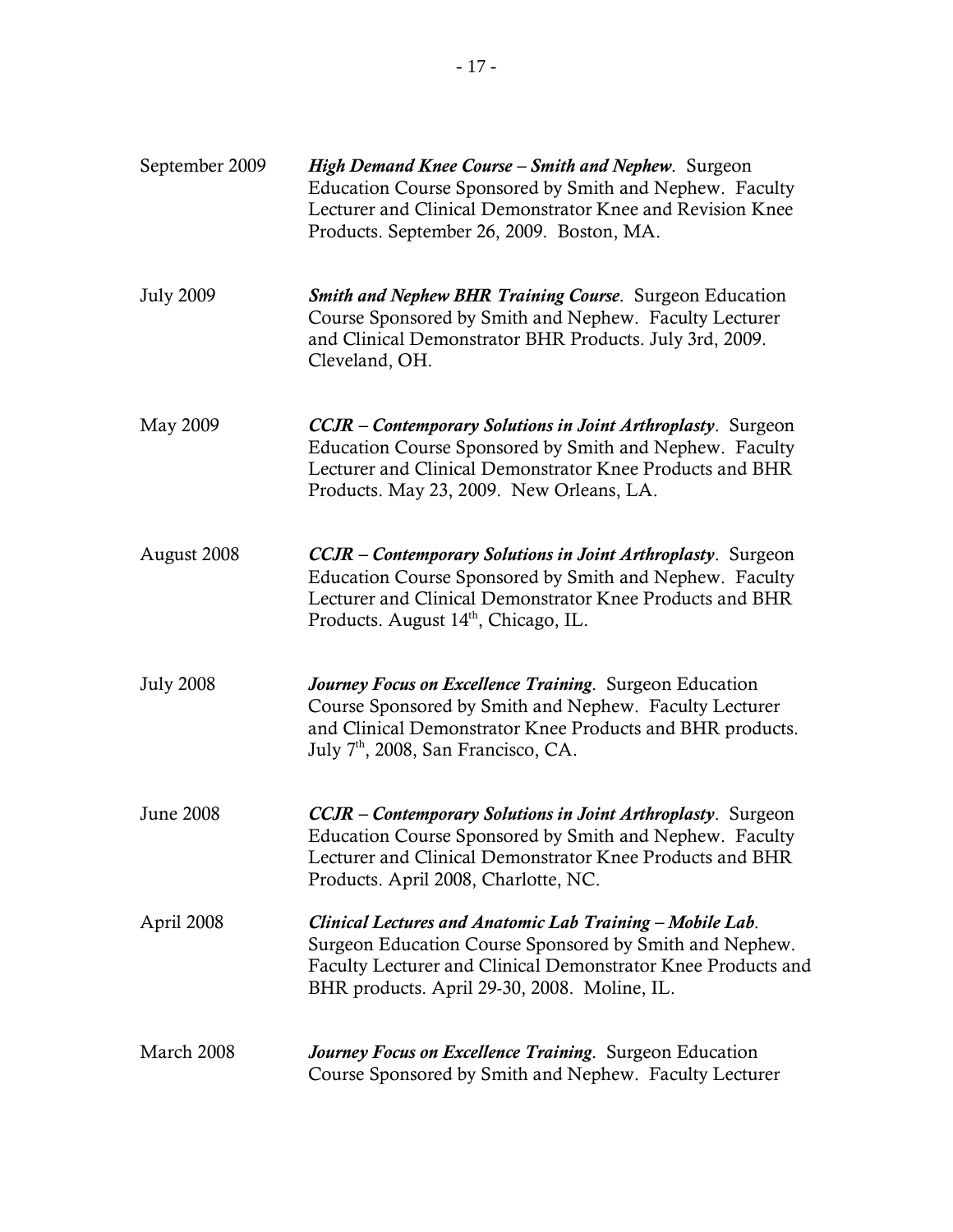September 2009 — ***High Demand Knee Course – Smith and Nephew***. Surgeon Education Course Sponsored by Smith and Nephew. Faculty Lecturer and Clinical Demonstrator Knee and Revision Knee Products. September 26, 2009. Boston, MA.

July 2009 — ***Smith and Nephew BHR Training Course***. Surgeon Education Course Sponsored by Smith and Nephew. Faculty Lecturer and Clinical Demonstrator BHR Products. July 3rd, 2009. Cleveland, OH.

May 2009 — ***CCJR – Contemporary Solutions in Joint Arthroplasty***. Surgeon Education Course Sponsored by Smith and Nephew. Faculty Lecturer and Clinical Demonstrator Knee Products and BHR Products. May 23, 2009. New Orleans, LA.

August 2008 — ***CCJR – Contemporary Solutions in Joint Arthroplasty***. Surgeon Education Course Sponsored by Smith and Nephew. Faculty Lecturer and Clinical Demonstrator Knee Products and BHR Products. August 14th, Chicago, IL.

July 2008 — ***Journey Focus on Excellence Training***. Surgeon Education Course Sponsored by Smith and Nephew. Faculty Lecturer and Clinical Demonstrator Knee Products and BHR products. July 7th, 2008, San Francisco, CA.

June 2008 — ***CCJR – Contemporary Solutions in Joint Arthroplasty***. Surgeon Education Course Sponsored by Smith and Nephew. Faculty Lecturer and Clinical Demonstrator Knee Products and BHR Products. April 2008, Charlotte, NC.

April 2008 — ***Clinical Lectures and Anatomic Lab Training – Mobile Lab***. Surgeon Education Course Sponsored by Smith and Nephew. Faculty Lecturer and Clinical Demonstrator Knee Products and BHR products. April 29-30, 2008. Moline, IL.

March 2008 — ***Journey Focus on Excellence Training***. Surgeon Education Course Sponsored by Smith and Nephew. Faculty Lecturer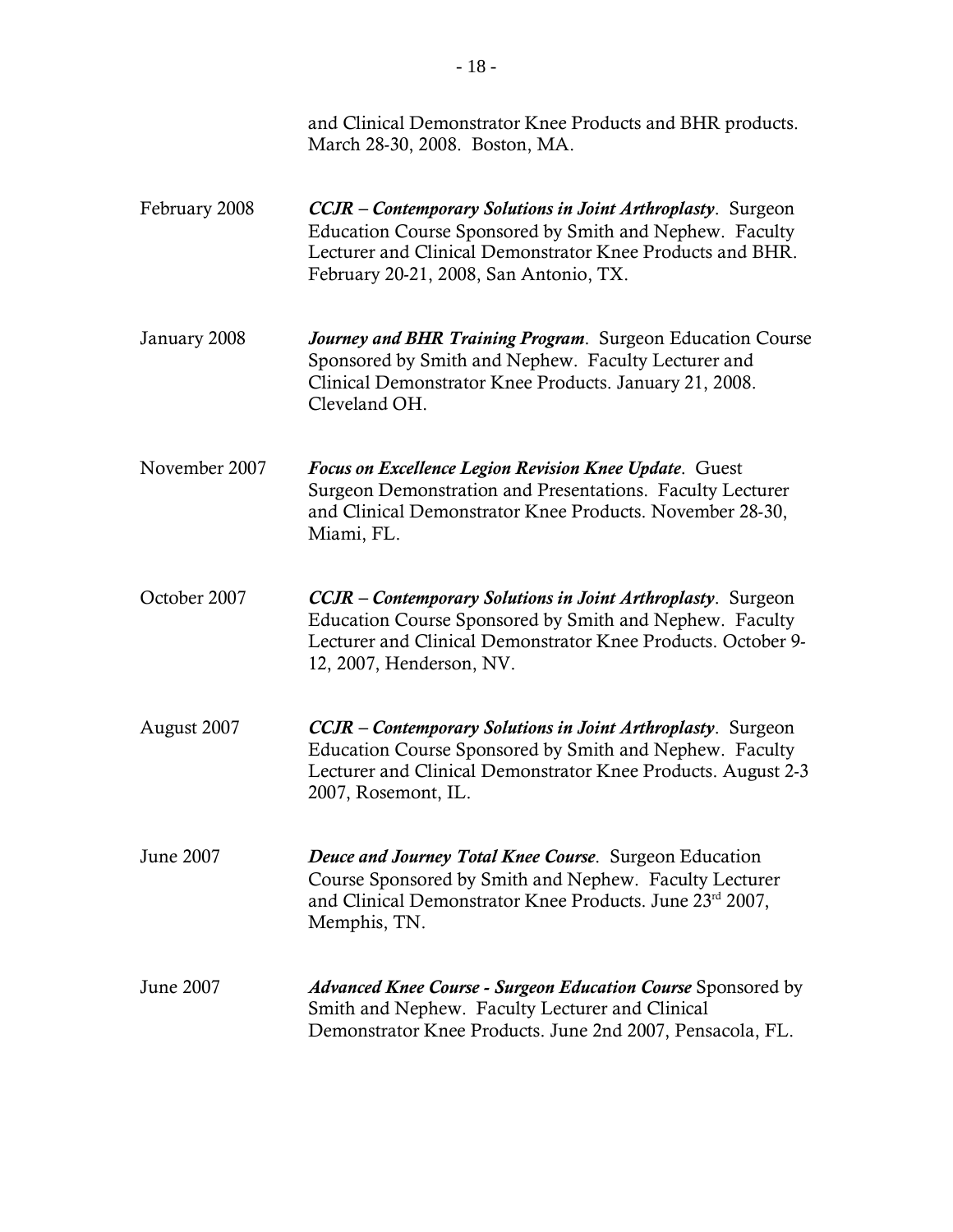and Clinical Demonstrator Knee Products and BHR products. March 28-30, 2008. Boston, MA.

February 2008 — ***CCJR – Contemporary Solutions in Joint Arthroplasty***. Surgeon Education Course Sponsored by Smith and Nephew. Faculty Lecturer and Clinical Demonstrator Knee Products and BHR. February 20-21, 2008, San Antonio, TX.

January 2008 — ***Journey and BHR Training Program***. Surgeon Education Course Sponsored by Smith and Nephew. Faculty Lecturer and Clinical Demonstrator Knee Products. January 21, 2008. Cleveland OH.

November 2007 — ***Focus on Excellence Legion Revision Knee Update***. Guest Surgeon Demonstration and Presentations. Faculty Lecturer and Clinical Demonstrator Knee Products. November 28-30, Miami, FL.

October 2007 — ***CCJR – Contemporary Solutions in Joint Arthroplasty***. Surgeon Education Course Sponsored by Smith and Nephew. Faculty Lecturer and Clinical Demonstrator Knee Products. October 9-12, 2007, Henderson, NV.

August 2007 — ***CCJR – Contemporary Solutions in Joint Arthroplasty***. Surgeon Education Course Sponsored by Smith and Nephew. Faculty Lecturer and Clinical Demonstrator Knee Products. August 2-3 2007, Rosemont, IL.

June 2007 — ***Deuce and Journey Total Knee Course***. Surgeon Education Course Sponsored by Smith and Nephew. Faculty Lecturer and Clinical Demonstrator Knee Products. June 23rd 2007, Memphis, TN.

June 2007 — ***Advanced Knee Course - Surgeon Education Course*** Sponsored by Smith and Nephew. Faculty Lecturer and Clinical Demonstrator Knee Products. June 2nd 2007, Pensacola, FL.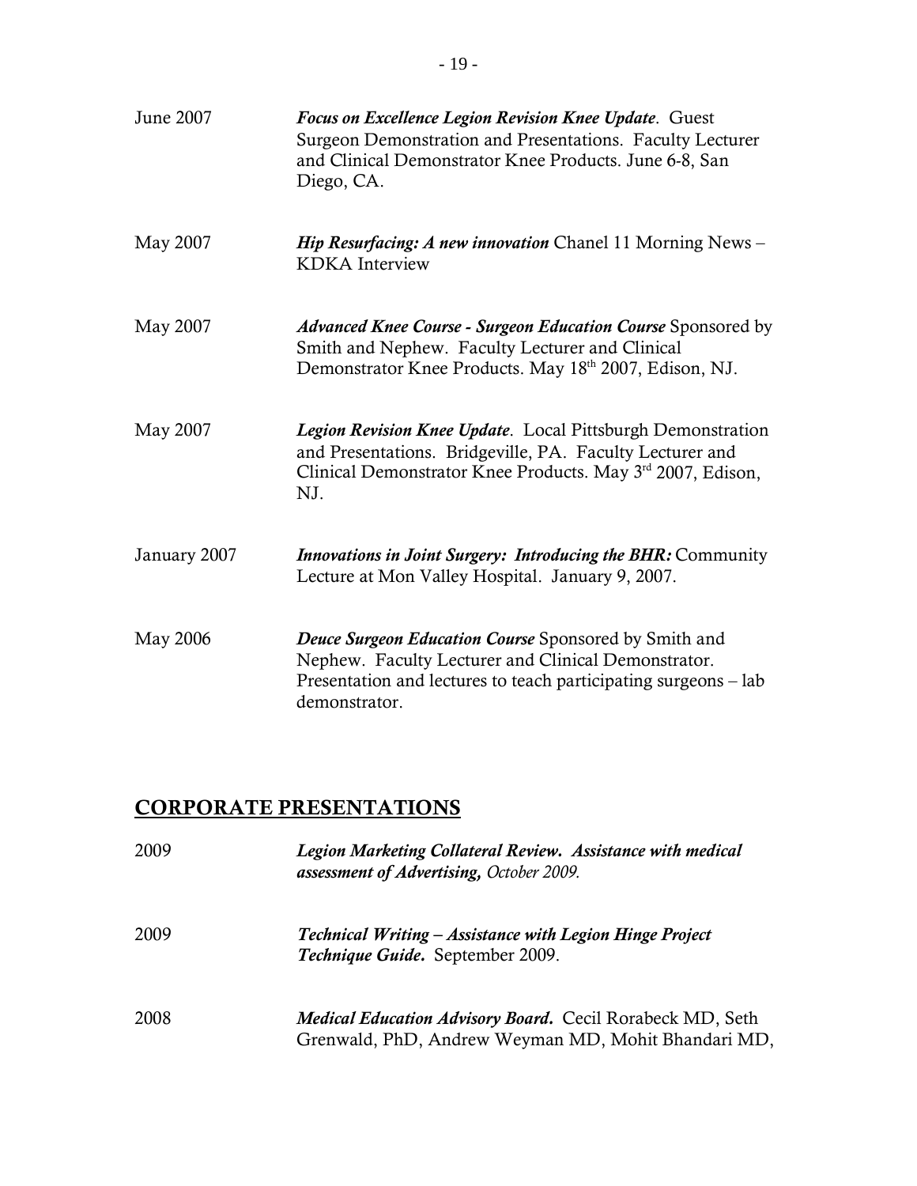June 2007 — ***Focus on Excellence Legion Revision Knee Update***. Guest Surgeon Demonstration and Presentations. Faculty Lecturer and Clinical Demonstrator Knee Products. June 6-8, San Diego, CA.

May 2007 — ***Hip Resurfacing: A new innovation*** Chanel 11 Morning News – KDKA Interview

May 2007 — ***Advanced Knee Course - Surgeon Education Course*** Sponsored by Smith and Nephew. Faculty Lecturer and Clinical Demonstrator Knee Products. May 18th 2007, Edison, NJ.

May 2007 — ***Legion Revision Knee Update***. Local Pittsburgh Demonstration and Presentations. Bridgeville, PA. Faculty Lecturer and Clinical Demonstrator Knee Products. May 3rd 2007, Edison, NJ.

January 2007 — ***Innovations in Joint Surgery: Introducing the BHR:*** Community Lecture at Mon Valley Hospital. January 9, 2007.

May 2006 — ***Deuce Surgeon Education Course*** Sponsored by Smith and Nephew. Faculty Lecturer and Clinical Demonstrator. Presentation and lectures to teach participating surgeons – lab demonstrator.

## CORPORATE PRESENTATIONS

2009 — ***Legion Marketing Collateral Review. Assistance with medical assessment of Advertising,*** *October 2009.*

2009 — ***Technical Writing – Assistance with Legion Hinge Project Technique Guide.*** September 2009.

2008 — ***Medical Education Advisory Board.*** Cecil Rorabeck MD, Seth Grenwald, PhD, Andrew Weyman MD, Mohit Bhandari MD,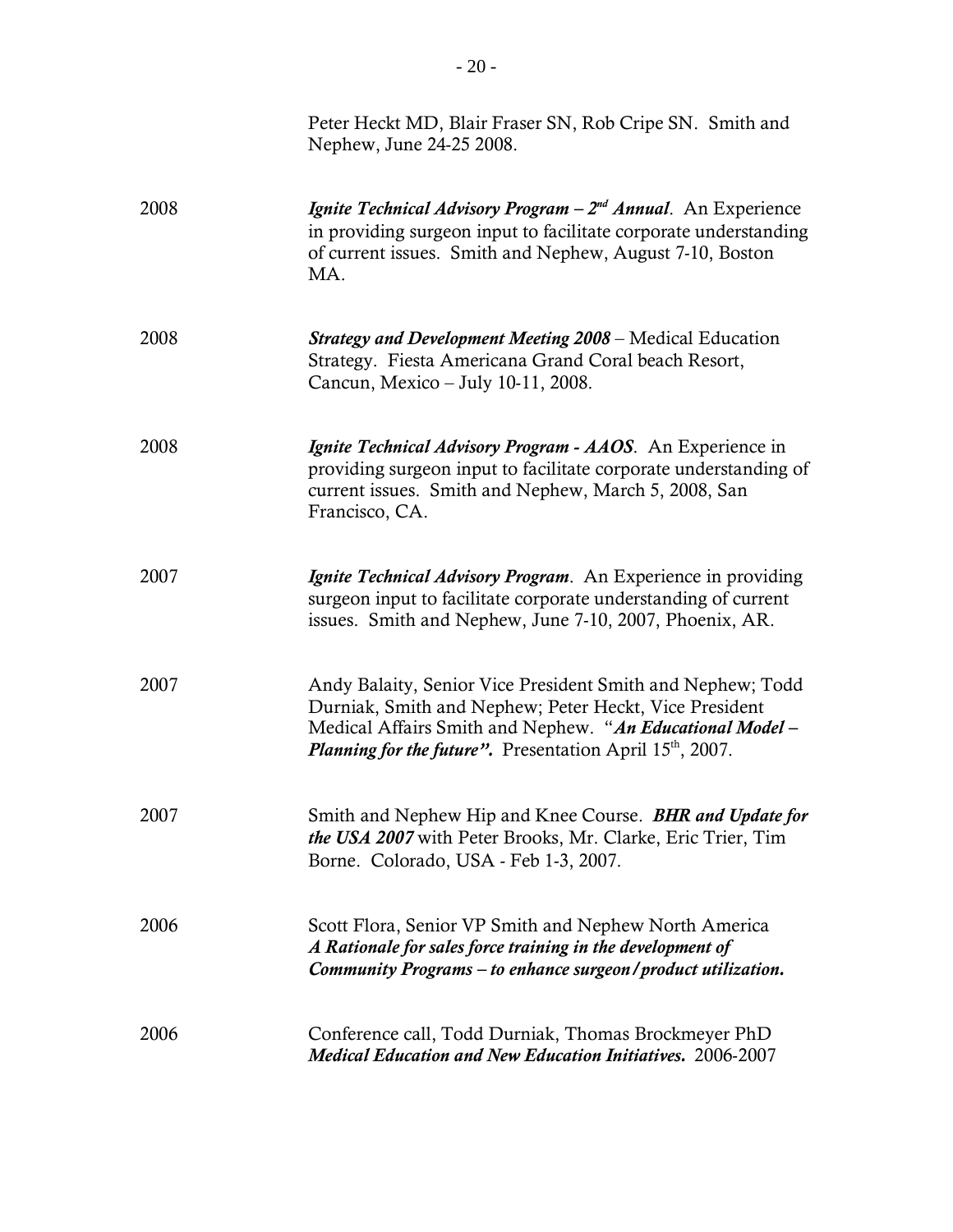Peter Heckt MD, Blair Fraser SN, Rob Cripe SN. Smith and Nephew, June 24-25 2008.

2008 ***Ignite Technical Advisory Program – 2nd Annual***. An Experience in providing surgeon input to facilitate corporate understanding of current issues. Smith and Nephew, August 7-10, Boston MA.

2008 ***Strategy and Development Meeting 2008*** – Medical Education Strategy. Fiesta Americana Grand Coral beach Resort, Cancun, Mexico – July 10-11, 2008.

2008 ***Ignite Technical Advisory Program - AAOS***. An Experience in providing surgeon input to facilitate corporate understanding of current issues. Smith and Nephew, March 5, 2008, San Francisco, CA.

2007 ***Ignite Technical Advisory Program***. An Experience in providing surgeon input to facilitate corporate understanding of current issues. Smith and Nephew, June 7-10, 2007, Phoenix, AR.

2007 Andy Balaity, Senior Vice President Smith and Nephew; Todd Durniak, Smith and Nephew; Peter Heckt, Vice President Medical Affairs Smith and Nephew. "***An Educational Model – Planning for the future".*** Presentation April 15th, 2007.

2007 Smith and Nephew Hip and Knee Course. ***BHR and Update for the USA 2007*** with Peter Brooks, Mr. Clarke, Eric Trier, Tim Borne. Colorado, USA - Feb 1-3, 2007.

2006 Scott Flora, Senior VP Smith and Nephew North America ***A Rationale for sales force training in the development of Community Programs – to enhance surgeon/product utilization.***

2006 Conference call, Todd Durniak, Thomas Brockmeyer PhD ***Medical Education and New Education Initiatives.*** 2006-2007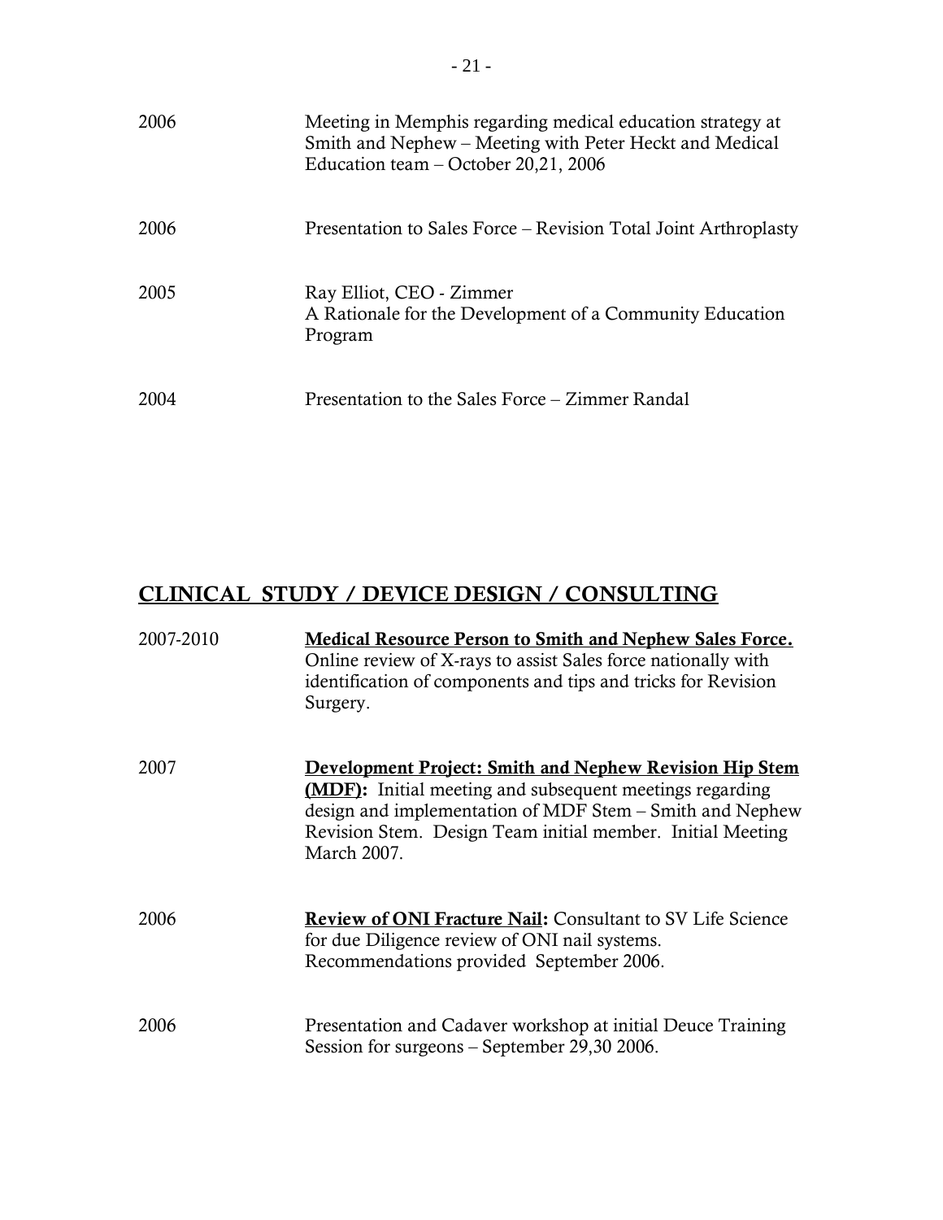| | |
|---|---|
| 2006 | Meeting in Memphis regarding medical education strategy at Smith and Nephew – Meeting with Peter Heckt and Medical Education team – October 20,21, 2006 |
| 2006 | Presentation to Sales Force – Revision Total Joint Arthroplasty |
| 2005 | Ray Elliot, CEO - Zimmer<br>A Rationale for the Development of a Community Education Program |
| 2004 | Presentation to the Sales Force – Zimmer Randal |

## CLINICAL STUDY / DEVICE DESIGN / CONSULTING

| | |
|---|---|
| 2007-2010 | **Medical Resource Person to Smith and Nephew Sales Force.** Online review of X-rays to assist Sales force nationally with identification of components and tips and tricks for Revision Surgery. |
| 2007 | **Development Project: Smith and Nephew Revision Hip Stem (MDF):** Initial meeting and subsequent meetings regarding design and implementation of MDF Stem – Smith and Nephew Revision Stem. Design Team initial member. Initial Meeting March 2007. |
| 2006 | **Review of ONI Fracture Nail:** Consultant to SV Life Science for due Diligence review of ONI nail systems. Recommendations provided September 2006. |
| 2006 | Presentation and Cadaver workshop at initial Deuce Training Session for surgeons – September 29,30 2006. |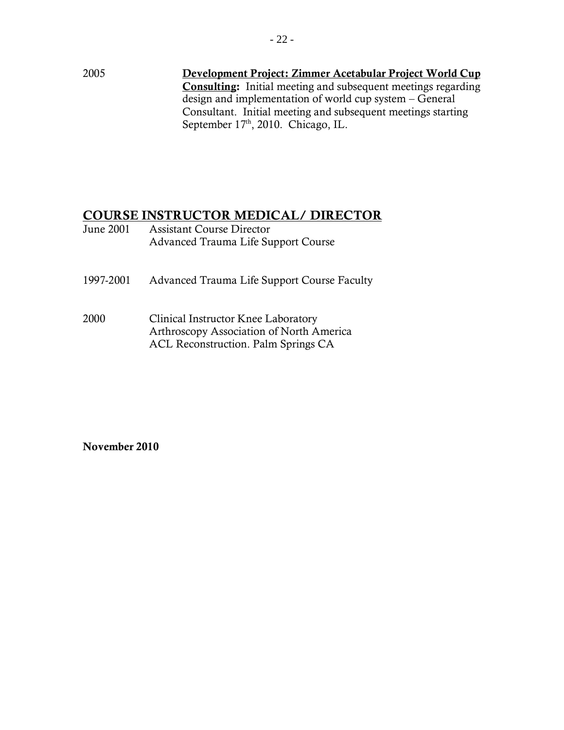2005 **Development Project: Zimmer Acetabular Project World Cup Consulting:** Initial meeting and subsequent meetings regarding design and implementation of world cup system – General Consultant. Initial meeting and subsequent meetings starting September 17th, 2010. Chicago, IL.

## COURSE INSTRUCTOR MEDICAL/ DIRECTOR

June 2001 Assistant Course Director
Advanced Trauma Life Support Course

1997-2001 Advanced Trauma Life Support Course Faculty

2000 Clinical Instructor Knee Laboratory
Arthroscopy Association of North America
ACL Reconstruction. Palm Springs CA

**November 2010**